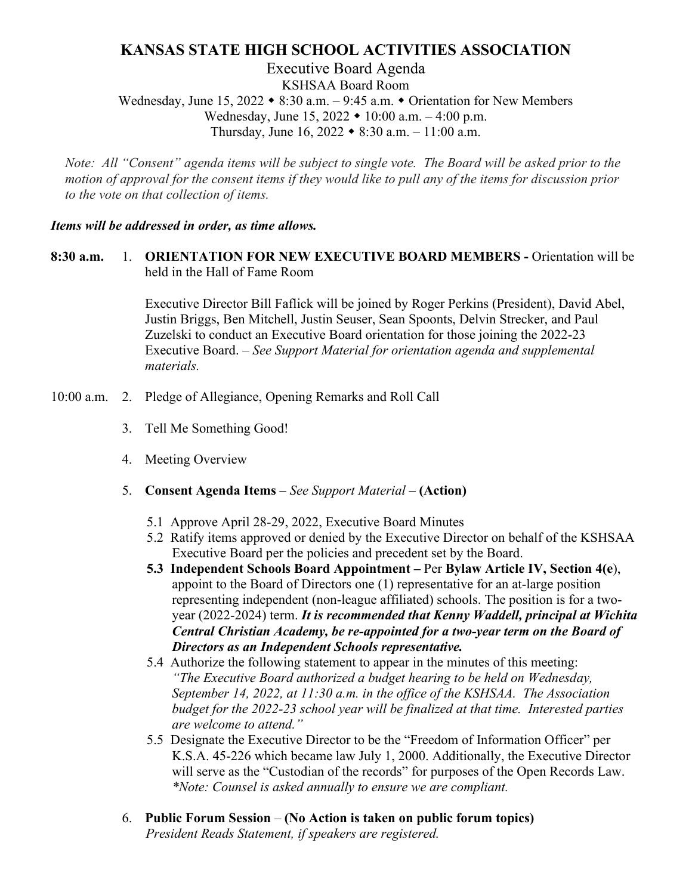# KANSAS STATE HIGH SCHOOL ACTIVITIES ASSOCIATION

Executive Board Agenda
KSHSAA Board Room
Wednesday, June 15, 2022 ◆ 8:30 a.m. – 9:45 a.m. ◆ Orientation for New Members
Wednesday, June 15, 2022 ◆ 10:00 a.m. – 4:00 p.m.
Thursday, June 16, 2022 ◆ 8:30 a.m. – 11:00 a.m.

*Note: All "Consent" agenda items will be subject to single vote. The Board will be asked prior to the motion of approval for the consent items if they would like to pull any of the items for discussion prior to the vote on that collection of items.*

***Items will be addressed in order, as time allows.***

**8:30 a.m.** 1. **ORIENTATION FOR NEW EXECUTIVE BOARD MEMBERS -** Orientation will be held in the Hall of Fame Room

Executive Director Bill Faflick will be joined by Roger Perkins (President), David Abel, Justin Briggs, Ben Mitchell, Justin Seuser, Sean Spoonts, Delvin Strecker, and Paul Zuzelski to conduct an Executive Board orientation for those joining the 2022-23 Executive Board. – *See Support Material for orientation agenda and supplemental materials.*

10:00 a.m. 2. Pledge of Allegiance, Opening Remarks and Roll Call

3. Tell Me Something Good!

4. Meeting Overview

5. **Consent Agenda Items** – *See Support Material* – **(Action)**

   5.1 Approve April 28-29, 2022, Executive Board Minutes

   5.2 Ratify items approved or denied by the Executive Director on behalf of the KSHSAA Executive Board per the policies and precedent set by the Board.

   **5.3 Independent Schools Board Appointment –** Per **Bylaw Article IV, Section 4(e**), appoint to the Board of Directors one (1) representative for an at-large position representing independent (non-league affiliated) schools. The position is for a two-year (2022-2024) term. ***It is recommended that Kenny Waddell, principal at Wichita Central Christian Academy, be re-appointed for a two-year term on the Board of Directors as an Independent Schools representative.***

   5.4 Authorize the following statement to appear in the minutes of this meeting: *"The Executive Board authorized a budget hearing to be held on Wednesday, September 14, 2022, at 11:30 a.m. in the office of the KSHSAA. The Association budget for the 2022-23 school year will be finalized at that time. Interested parties are welcome to attend."*

   5.5 Designate the Executive Director to be the "Freedom of Information Officer" per K.S.A. 45-226 which became law July 1, 2000. Additionally, the Executive Director will serve as the "Custodian of the records" for purposes of the Open Records Law. *\*Note: Counsel is asked annually to ensure we are compliant.*

6. **Public Forum Session** – **(No Action is taken on public forum topics)**
   *President Reads Statement, if speakers are registered.*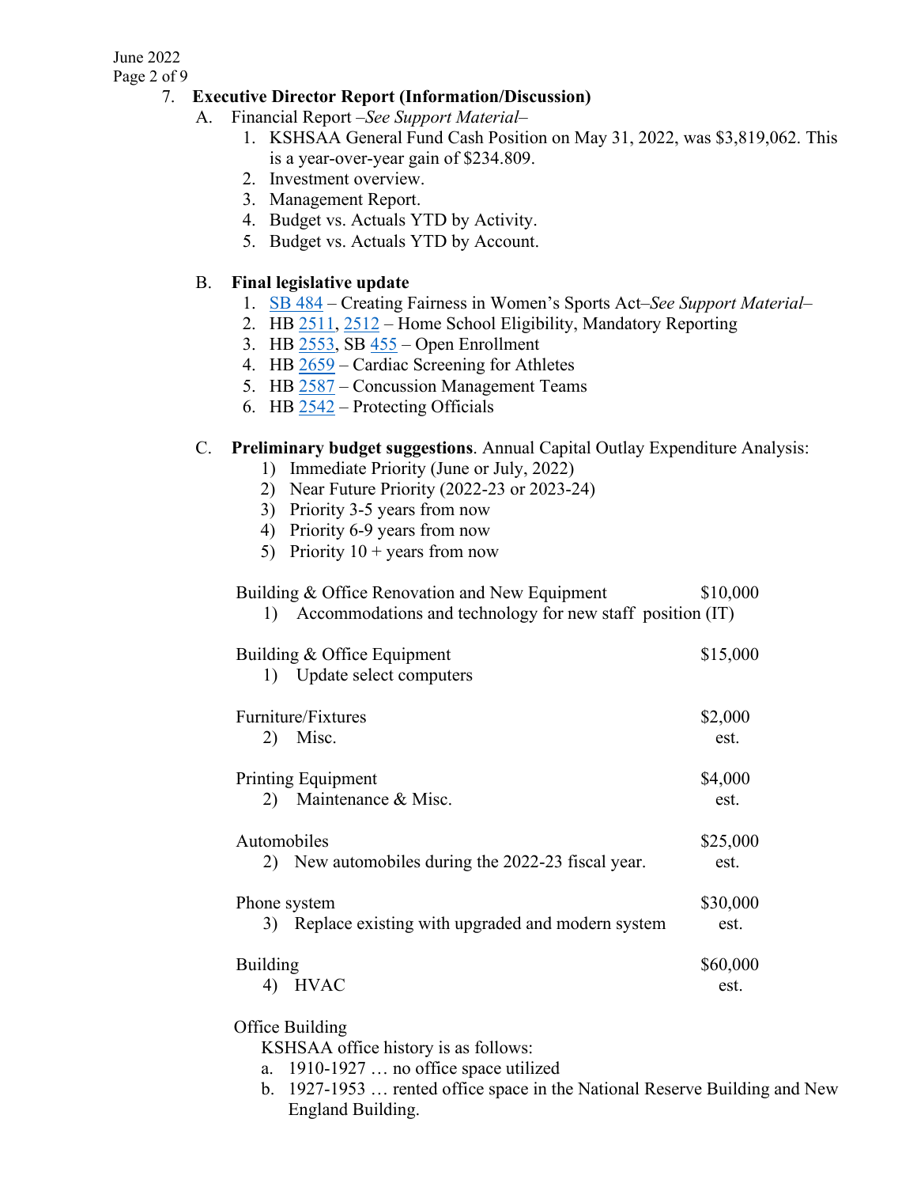7. **Executive Director Report (Information/Discussion)**

   A. Financial Report –*See Support Material*–
      1. KSHSAA General Fund Cash Position on May 31, 2022, was $3,819,062. This is a year-over-year gain of $234.809.
      2. Investment overview.
      3. Management Report.
      4. Budget vs. Actuals YTD by Activity.
      5. Budget vs. Actuals YTD by Account.

   B. **Final legislative update**
      1. SB 484 – Creating Fairness in Women's Sports Act–*See Support Material*–
      2. HB 2511, 2512 – Home School Eligibility, Mandatory Reporting
      3. HB 2553, SB 455 – Open Enrollment
      4. HB 2659 – Cardiac Screening for Athletes
      5. HB 2587 – Concussion Management Teams
      6. HB 2542 – Protecting Officials

   C. **Preliminary budget suggestions**. Annual Capital Outlay Expenditure Analysis:
      1) Immediate Priority (June or July, 2022)
      2) Near Future Priority (2022-23 or 2023-24)
      3) Priority 3-5 years from now
      4) Priority 6-9 years from now
      5) Priority 10 + years from now

      Building & Office Renovation and New Equipment — $10,000
      1) Accommodations and technology for new staff position (IT)

      Building & Office Equipment — $15,000
      1) Update select computers

      Furniture/Fixtures — $2,000 est.
      2) Misc.

      Printing Equipment — $4,000 est.
      2) Maintenance & Misc.

      Automobiles — $25,000 est.
      2) New automobiles during the 2022-23 fiscal year.

      Phone system — $30,000 est.
      3) Replace existing with upgraded and modern system

      Building — $60,000 est.
      4) HVAC

      Office Building

      KSHSAA office history is as follows:

      a. 1910-1927 … no office space utilized
      b. 1927-1953 … rented office space in the National Reserve Building and New England Building.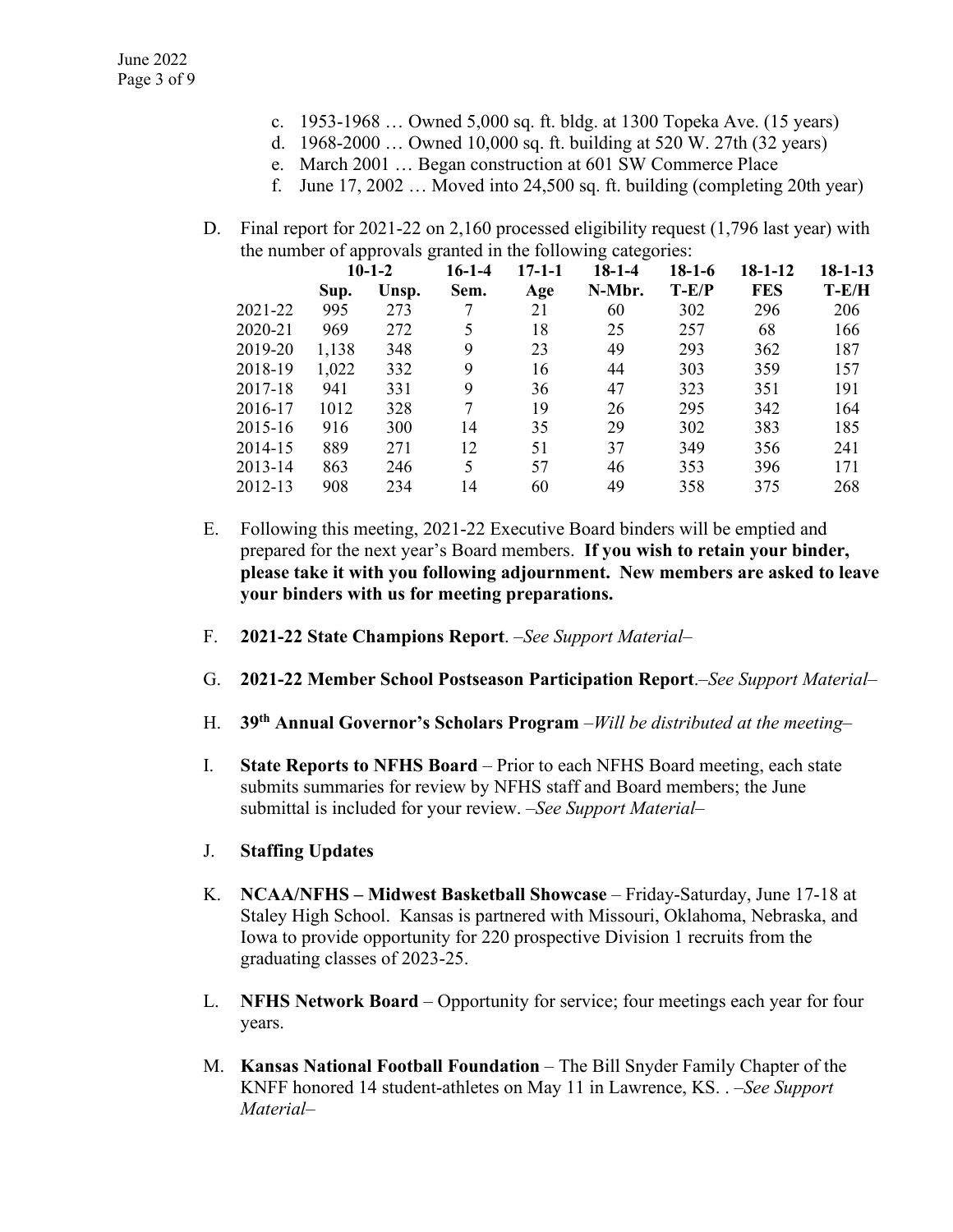c. 1953-1968 … Owned 5,000 sq. ft. bldg. at 1300 Topeka Ave. (15 years)
d. 1968-2000 … Owned 10,000 sq. ft. building at 520 W. 27th (32 years)
e. March 2001 … Began construction at 601 SW Commerce Place
f. June 17, 2002 … Moved into 24,500 sq. ft. building (completing 20th year)

D. Final report for 2021-22 on 2,160 processed eligibility request (1,796 last year) with the number of approvals granted in the following categories:

| | 10-1-2 | | 16-1-4 | 17-1-1 | 18-1-4 | 18-1-6 | 18-1-12 | 18-1-13 |
|---|---|---|---|---|---|---|---|---|
| | Sup. | Unsp. | Sem. | Age | N-Mbr. | T-E/P | FES | T-E/H |
| 2021-22 | 995 | 273 | 7 | 21 | 60 | 302 | 296 | 206 |
| 2020-21 | 969 | 272 | 5 | 18 | 25 | 257 | 68 | 166 |
| 2019-20 | 1,138 | 348 | 9 | 23 | 49 | 293 | 362 | 187 |
| 2018-19 | 1,022 | 332 | 9 | 16 | 44 | 303 | 359 | 157 |
| 2017-18 | 941 | 331 | 9 | 36 | 47 | 323 | 351 | 191 |
| 2016-17 | 1012 | 328 | 7 | 19 | 26 | 295 | 342 | 164 |
| 2015-16 | 916 | 300 | 14 | 35 | 29 | 302 | 383 | 185 |
| 2014-15 | 889 | 271 | 12 | 51 | 37 | 349 | 356 | 241 |
| 2013-14 | 863 | 246 | 5 | 57 | 46 | 353 | 396 | 171 |
| 2012-13 | 908 | 234 | 14 | 60 | 49 | 358 | 375 | 268 |

E. Following this meeting, 2021-22 Executive Board binders will be emptied and prepared for the next year's Board members. **If you wish to retain your binder, please take it with you following adjournment. New members are asked to leave your binders with us for meeting preparations.**

F. **2021-22 State Champions Report**. *–See Support Material–*

G. **2021-22 Member School Postseason Participation Report**.*–See Support Material–*

H. **39th Annual Governor's Scholars Program** *–Will be distributed at the meeting–*

I. **State Reports to NFHS Board** – Prior to each NFHS Board meeting, each state submits summaries for review by NFHS staff and Board members; the June submittal is included for your review. *–See Support Material–*

J. **Staffing Updates**

K. **NCAA/NFHS – Midwest Basketball Showcase** – Friday-Saturday, June 17-18 at Staley High School. Kansas is partnered with Missouri, Oklahoma, Nebraska, and Iowa to provide opportunity for 220 prospective Division 1 recruits from the graduating classes of 2023-25.

L. **NFHS Network Board** – Opportunity for service; four meetings each year for four years.

M. **Kansas National Football Foundation** – The Bill Snyder Family Chapter of the KNFF honored 14 student-athletes on May 11 in Lawrence, KS. . *–See Support Material–*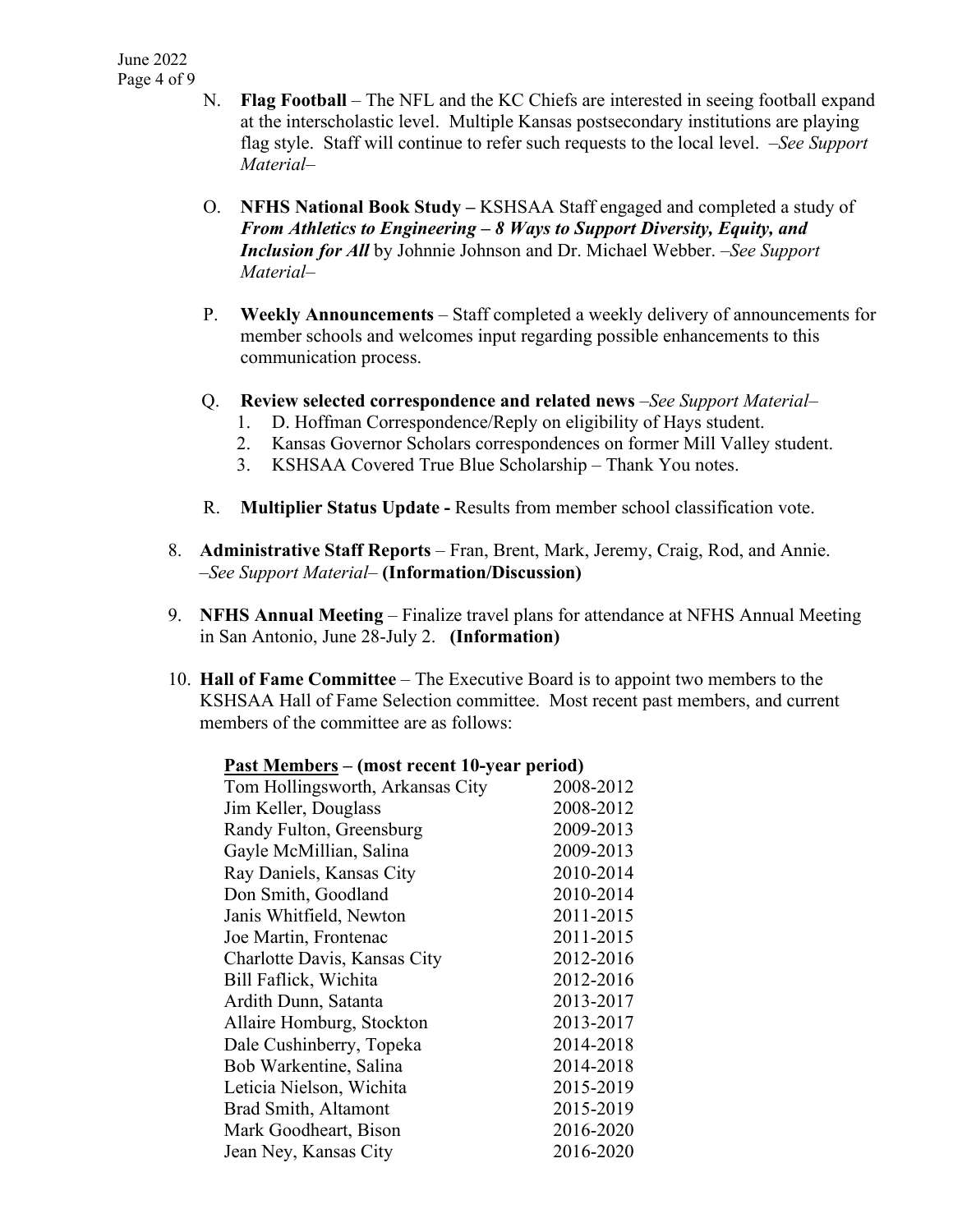N. **Flag Football** – The NFL and the KC Chiefs are interested in seeing football expand at the interscholastic level. Multiple Kansas postsecondary institutions are playing flag style. Staff will continue to refer such requests to the local level. –*See Support Material*–

O. **NFHS National Book Study –** KSHSAA Staff engaged and completed a study of ***From Athletics to Engineering – 8 Ways to Support Diversity, Equity, and Inclusion for All*** by Johnnie Johnson and Dr. Michael Webber. –*See Support Material*–

P. **Weekly Announcements** – Staff completed a weekly delivery of announcements for member schools and welcomes input regarding possible enhancements to this communication process.

Q. **Review selected correspondence and related news** –*See Support Material*–
   1. D. Hoffman Correspondence/Reply on eligibility of Hays student.
   2. Kansas Governor Scholars correspondences on former Mill Valley student.
   3. KSHSAA Covered True Blue Scholarship – Thank You notes.

R. **Multiplier Status Update -** Results from member school classification vote.

8. **Administrative Staff Reports** – Fran, Brent, Mark, Jeremy, Craig, Rod, and Annie. –*See Support Material*– **(Information/Discussion)**

9. **NFHS Annual Meeting** – Finalize travel plans for attendance at NFHS Annual Meeting in San Antonio, June 28-July 2. **(Information)**

10. **Hall of Fame Committee** – The Executive Board is to appoint two members to the KSHSAA Hall of Fame Selection committee. Most recent past members, and current members of the committee are as follows:

| **Past Members – (most recent 10-year period)** | |
|---|---|
| Tom Hollingsworth, Arkansas City | 2008-2012 |
| Jim Keller, Douglass | 2008-2012 |
| Randy Fulton, Greensburg | 2009-2013 |
| Gayle McMillian, Salina | 2009-2013 |
| Ray Daniels, Kansas City | 2010-2014 |
| Don Smith, Goodland | 2010-2014 |
| Janis Whitfield, Newton | 2011-2015 |
| Joe Martin, Frontenac | 2011-2015 |
| Charlotte Davis, Kansas City | 2012-2016 |
| Bill Faflick, Wichita | 2012-2016 |
| Ardith Dunn, Satanta | 2013-2017 |
| Allaire Homburg, Stockton | 2013-2017 |
| Dale Cushinberry, Topeka | 2014-2018 |
| Bob Warkentine, Salina | 2014-2018 |
| Leticia Nielson, Wichita | 2015-2019 |
| Brad Smith, Altamont | 2015-2019 |
| Mark Goodheart, Bison | 2016-2020 |
| Jean Ney, Kansas City | 2016-2020 |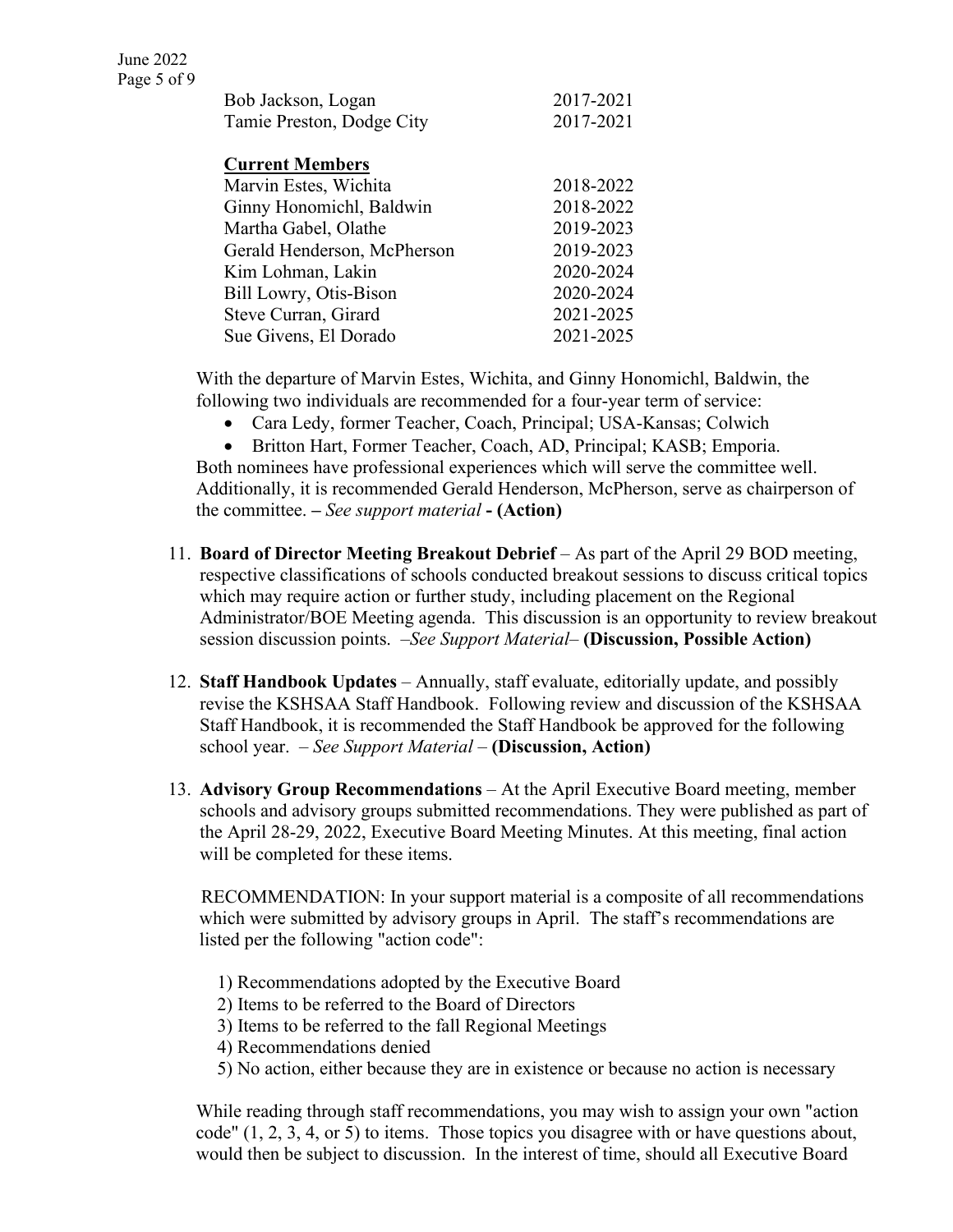| | |
|---|---|
| Bob Jackson, Logan | 2017-2021 |
| Tamie Preston, Dodge City | 2017-2021 |

**Current Members**

| | |
|---|---|
| Marvin Estes, Wichita | 2018-2022 |
| Ginny Honomichl, Baldwin | 2018-2022 |
| Martha Gabel, Olathe | 2019-2023 |
| Gerald Henderson, McPherson | 2019-2023 |
| Kim Lohman, Lakin | 2020-2024 |
| Bill Lowry, Otis-Bison | 2020-2024 |
| Steve Curran, Girard | 2021-2025 |
| Sue Givens, El Dorado | 2021-2025 |

With the departure of Marvin Estes, Wichita, and Ginny Honomichl, Baldwin, the following two individuals are recommended for a four-year term of service:

- Cara Ledy, former Teacher, Coach, Principal; USA-Kansas; Colwich
- Britton Hart, Former Teacher, Coach, AD, Principal; KASB; Emporia.

Both nominees have professional experiences which will serve the committee well. Additionally, it is recommended Gerald Henderson, McPherson, serve as chairperson of the committee. **–** *See support material* **- (Action)**

11. **Board of Director Meeting Breakout Debrief** – As part of the April 29 BOD meeting, respective classifications of schools conducted breakout sessions to discuss critical topics which may require action or further study, including placement on the Regional Administrator/BOE Meeting agenda. This discussion is an opportunity to review breakout session discussion points. *–See Support Material–* **(Discussion, Possible Action)**

12. **Staff Handbook Updates** – Annually, staff evaluate, editorially update, and possibly revise the KSHSAA Staff Handbook. Following review and discussion of the KSHSAA Staff Handbook, it is recommended the Staff Handbook be approved for the following school year. *– See Support Material –* **(Discussion, Action)**

13. **Advisory Group Recommendations** – At the April Executive Board meeting, member schools and advisory groups submitted recommendations. They were published as part of the April 28-29, 2022, Executive Board Meeting Minutes. At this meeting, final action will be completed for these items.

    RECOMMENDATION: In your support material is a composite of all recommendations which were submitted by advisory groups in April. The staff's recommendations are listed per the following "action code":

    1) Recommendations adopted by the Executive Board
    2) Items to be referred to the Board of Directors
    3) Items to be referred to the fall Regional Meetings
    4) Recommendations denied
    5) No action, either because they are in existence or because no action is necessary

    While reading through staff recommendations, you may wish to assign your own "action code" (1, 2, 3, 4, or 5) to items. Those topics you disagree with or have questions about, would then be subject to discussion. In the interest of time, should all Executive Board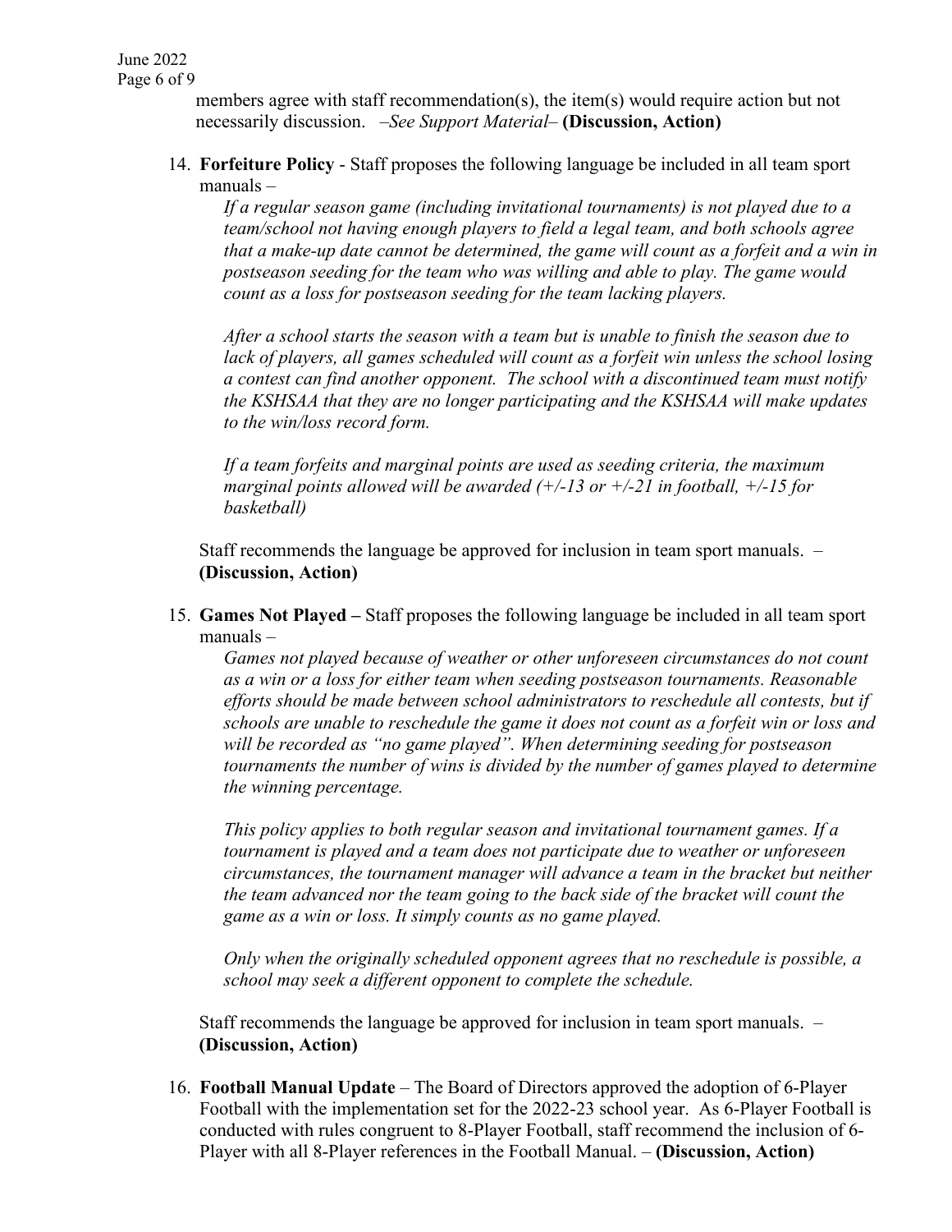members agree with staff recommendation(s), the item(s) would require action but not necessarily discussion. *–See Support Material–* **(Discussion, Action)**

14. **Forfeiture Policy** - Staff proposes the following language be included in all team sport manuals –

    *If a regular season game (including invitational tournaments) is not played due to a team/school not having enough players to field a legal team, and both schools agree that a make-up date cannot be determined, the game will count as a forfeit and a win in postseason seeding for the team who was willing and able to play. The game would count as a loss for postseason seeding for the team lacking players.*

    *After a school starts the season with a team but is unable to finish the season due to lack of players, all games scheduled will count as a forfeit win unless the school losing a contest can find another opponent. The school with a discontinued team must notify the KSHSAA that they are no longer participating and the KSHSAA will make updates to the win/loss record form.*

    *If a team forfeits and marginal points are used as seeding criteria, the maximum marginal points allowed will be awarded (+/-13 or +/-21 in football, +/-15 for basketball)*

    Staff recommends the language be approved for inclusion in team sport manuals. – **(Discussion, Action)**

15. **Games Not Played –** Staff proposes the following language be included in all team sport manuals –

    *Games not played because of weather or other unforeseen circumstances do not count as a win or a loss for either team when seeding postseason tournaments. Reasonable efforts should be made between school administrators to reschedule all contests, but if schools are unable to reschedule the game it does not count as a forfeit win or loss and will be recorded as "no game played". When determining seeding for postseason tournaments the number of wins is divided by the number of games played to determine the winning percentage.*

    *This policy applies to both regular season and invitational tournament games. If a tournament is played and a team does not participate due to weather or unforeseen circumstances, the tournament manager will advance a team in the bracket but neither the team advanced nor the team going to the back side of the bracket will count the game as a win or loss. It simply counts as no game played.*

    *Only when the originally scheduled opponent agrees that no reschedule is possible, a school may seek a different opponent to complete the schedule.*

    Staff recommends the language be approved for inclusion in team sport manuals. – **(Discussion, Action)**

16. **Football Manual Update** – The Board of Directors approved the adoption of 6-Player Football with the implementation set for the 2022-23 school year. As 6-Player Football is conducted with rules congruent to 8-Player Football, staff recommend the inclusion of 6-Player with all 8-Player references in the Football Manual. – **(Discussion, Action)**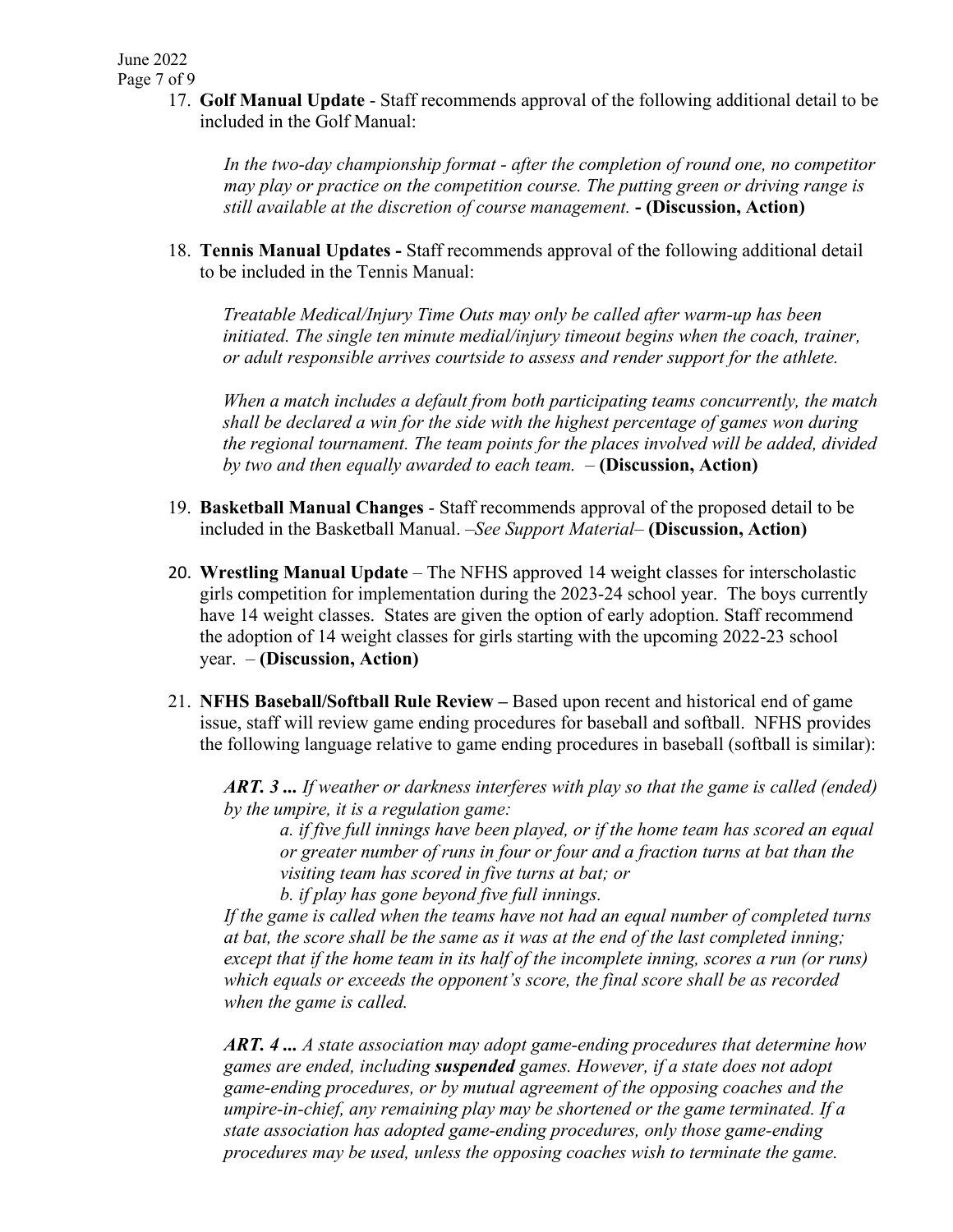17. **Golf Manual Update** - Staff recommends approval of the following additional detail to be included in the Golf Manual:

    *In the two-day championship format - after the completion of round one, no competitor may play or practice on the competition course. The putting green or driving range is still available at the discretion of course management.* **- (Discussion, Action)**

18. **Tennis Manual Updates -** Staff recommends approval of the following additional detail to be included in the Tennis Manual:

    *Treatable Medical/Injury Time Outs may only be called after warm-up has been initiated. The single ten minute medial/injury timeout begins when the coach, trainer, or adult responsible arrives courtside to assess and render support for the athlete.*

    *When a match includes a default from both participating teams concurrently, the match shall be declared a win for the side with the highest percentage of games won during the regional tournament. The team points for the places involved will be added, divided by two and then equally awarded to each team.* – **(Discussion, Action)**

19. **Basketball Manual Changes** - Staff recommends approval of the proposed detail to be included in the Basketball Manual. –*See Support Material*– **(Discussion, Action)**

20. **Wrestling Manual Update** – The NFHS approved 14 weight classes for interscholastic girls competition for implementation during the 2023-24 school year. The boys currently have 14 weight classes. States are given the option of early adoption. Staff recommend the adoption of 14 weight classes for girls starting with the upcoming 2022-23 school year. – **(Discussion, Action)**

21. **NFHS Baseball/Softball Rule Review –** Based upon recent and historical end of game issue, staff will review game ending procedures for baseball and softball. NFHS provides the following language relative to game ending procedures in baseball (softball is similar):

    ***ART. 3 ...*** *If weather or darkness interferes with play so that the game is called (ended) by the umpire, it is a regulation game:*

    *a. if five full innings have been played, or if the home team has scored an equal or greater number of runs in four or four and a fraction turns at bat than the visiting team has scored in five turns at bat; or*

    *b. if play has gone beyond five full innings.*

    *If the game is called when the teams have not had an equal number of completed turns at bat, the score shall be the same as it was at the end of the last completed inning; except that if the home team in its half of the incomplete inning, scores a run (or runs) which equals or exceeds the opponent's score, the final score shall be as recorded when the game is called.*

    ***ART. 4 ...*** *A state association may adopt game-ending procedures that determine how games are ended, including* ***suspended*** *games. However, if a state does not adopt game-ending procedures, or by mutual agreement of the opposing coaches and the umpire-in-chief, any remaining play may be shortened or the game terminated. If a state association has adopted game-ending procedures, only those game-ending procedures may be used, unless the opposing coaches wish to terminate the game.*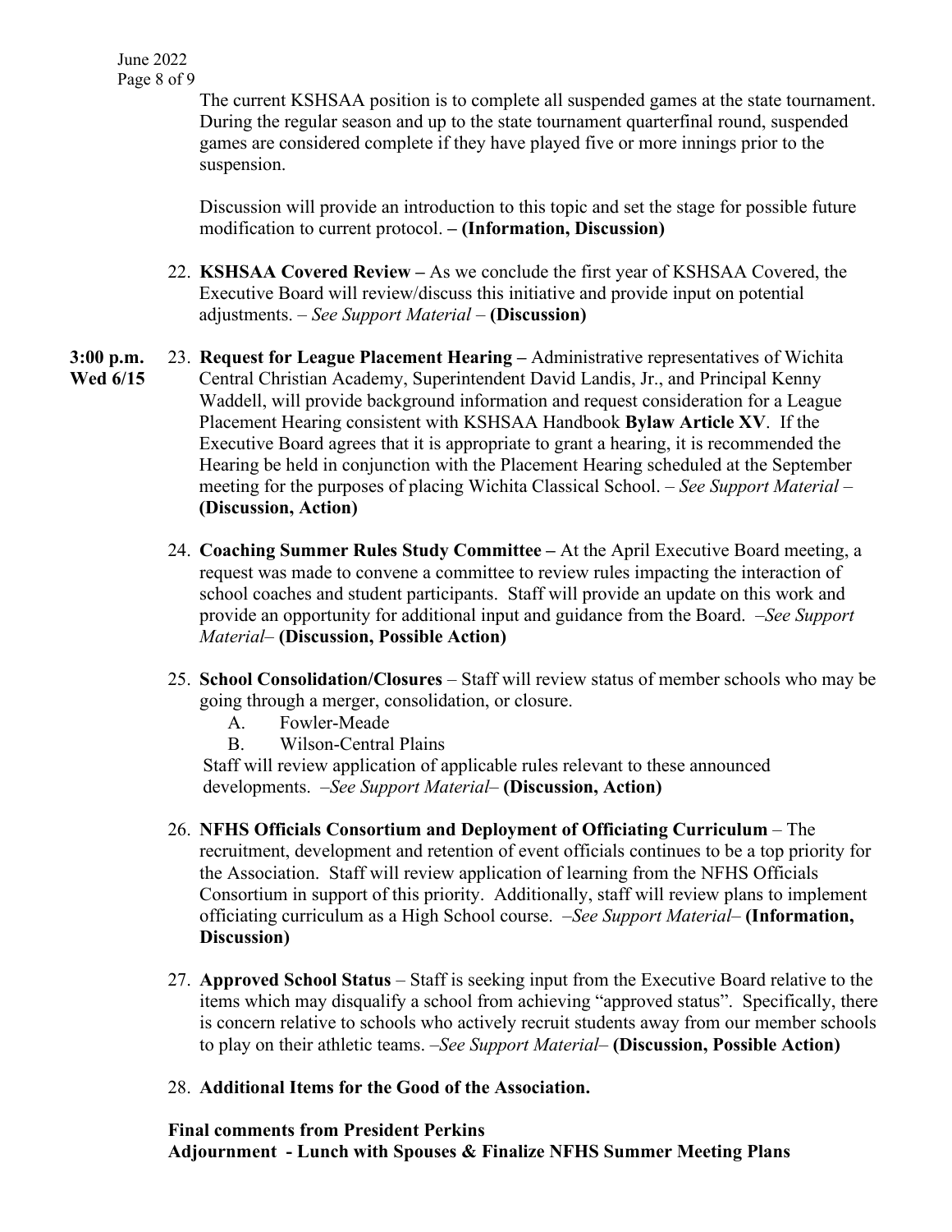The current KSHSAA position is to complete all suspended games at the state tournament. During the regular season and up to the state tournament quarterfinal round, suspended games are considered complete if they have played five or more innings prior to the suspension.

Discussion will provide an introduction to this topic and set the stage for possible future modification to current protocol. **– (Information, Discussion)**

22. **KSHSAA Covered Review –** As we conclude the first year of KSHSAA Covered, the Executive Board will review/discuss this initiative and provide input on potential adjustments. – *See Support Material* – **(Discussion)**

**3:00 p.m. Wed 6/15**

23. **Request for League Placement Hearing –** Administrative representatives of Wichita Central Christian Academy, Superintendent David Landis, Jr., and Principal Kenny Waddell, will provide background information and request consideration for a League Placement Hearing consistent with KSHSAA Handbook **Bylaw Article XV**. If the Executive Board agrees that it is appropriate to grant a hearing, it is recommended the Hearing be held in conjunction with the Placement Hearing scheduled at the September meeting for the purposes of placing Wichita Classical School. – *See Support Material* – **(Discussion, Action)**

24. **Coaching Summer Rules Study Committee –** At the April Executive Board meeting, a request was made to convene a committee to review rules impacting the interaction of school coaches and student participants. Staff will provide an update on this work and provide an opportunity for additional input and guidance from the Board. *–See Support Material–* **(Discussion, Possible Action)**

25. **School Consolidation/Closures** – Staff will review status of member schools who may be going through a merger, consolidation, or closure.
    - A. Fowler-Meade
    - B. Wilson-Central Plains

    Staff will review application of applicable rules relevant to these announced developments. *–See Support Material–* **(Discussion, Action)**

26. **NFHS Officials Consortium and Deployment of Officiating Curriculum** – The recruitment, development and retention of event officials continues to be a top priority for the Association. Staff will review application of learning from the NFHS Officials Consortium in support of this priority. Additionally, staff will review plans to implement officiating curriculum as a High School course. *–See Support Material–* **(Information, Discussion)**

27. **Approved School Status** – Staff is seeking input from the Executive Board relative to the items which may disqualify a school from achieving "approved status". Specifically, there is concern relative to schools who actively recruit students away from our member schools to play on their athletic teams. *–See Support Material–* **(Discussion, Possible Action)**

28. **Additional Items for the Good of the Association.**

**Final comments from President Perkins**
**Adjournment - Lunch with Spouses & Finalize NFHS Summer Meeting Plans**